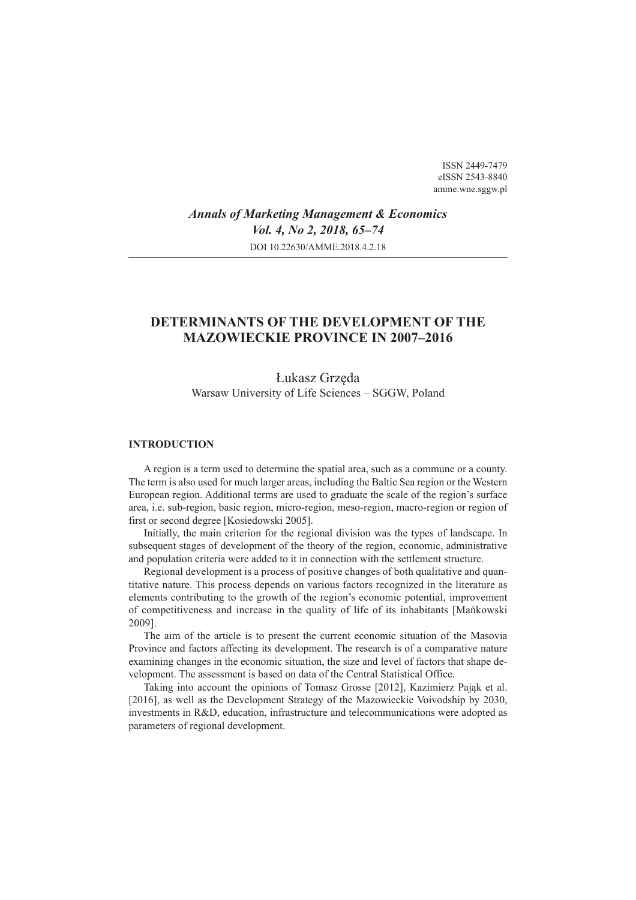ISSN 2449-7479
eISSN 2543-8840
amme.wne.sggw.pl

*Annals of Marketing Management & Economics*
*Vol. 4, No 2, 2018, 65–74*
DOI 10.22630/AMME.2018.4.2.18

# DETERMINANTS OF THE DEVELOPMENT OF THE MAZOWIECKIE PROVINCE IN 2007–2016

Łukasz Grzęda
Warsaw University of Life Sciences – SGGW, Poland

## INTRODUCTION

A region is a term used to determine the spatial area, such as a commune or a county. The term is also used for much larger areas, including the Baltic Sea region or the Western European region. Additional terms are used to graduate the scale of the region's surface area, i.e. sub-region, basic region, micro-region, meso-region, macro-region or region of first or second degree [Kosiedowski 2005].

Initially, the main criterion for the regional division was the types of landscape. In subsequent stages of development of the theory of the region, economic, administrative and population criteria were added to it in connection with the settlement structure.

Regional development is a process of positive changes of both qualitative and quantitative nature. This process depends on various factors recognized in the literature as elements contributing to the growth of the region's economic potential, improvement of competitiveness and increase in the quality of life of its inhabitants [Mańkowski 2009].

The aim of the article is to present the current economic situation of the Masovia Province and factors affecting its development. The research is of a comparative nature examining changes in the economic situation, the size and level of factors that shape development. The assessment is based on data of the Central Statistical Office.

Taking into account the opinions of Tomasz Grosse [2012], Kazimierz Pająk et al. [2016], as well as the Development Strategy of the Mazowieckie Voivodship by 2030, investments in R&D, education, infrastructure and telecommunications were adopted as parameters of regional development.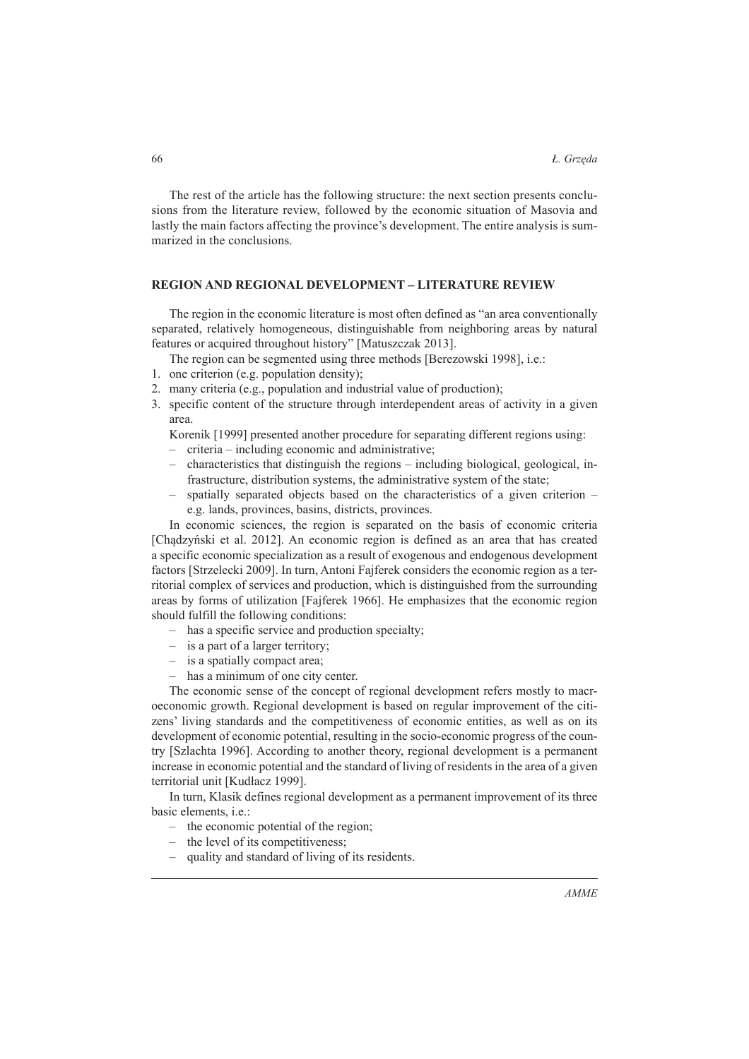The rest of the article has the following structure: the next section presents conclusions from the literature review, followed by the economic situation of Masovia and lastly the main factors affecting the province's development. The entire analysis is summarized in the conclusions.

## REGION AND REGIONAL DEVELOPMENT – LITERATURE REVIEW

The region in the economic literature is most often defined as "an area conventionally separated, relatively homogeneous, distinguishable from neighboring areas by natural features or acquired throughout history" [Matuszczak 2013].

The region can be segmented using three methods [Berezowski 1998], i.e.:

1. one criterion (e.g. population density);
2. many criteria (e.g., population and industrial value of production);
3. specific content of the structure through interdependent areas of activity in a given area.

Korenik [1999] presented another procedure for separating different regions using:

- criteria – including economic and administrative;
- characteristics that distinguish the regions – including biological, geological, infrastructure, distribution systems, the administrative system of the state;
- spatially separated objects based on the characteristics of a given criterion – e.g. lands, provinces, basins, districts, provinces.

In economic sciences, the region is separated on the basis of economic criteria [Chądzyński et al. 2012]. An economic region is defined as an area that has created a specific economic specialization as a result of exogenous and endogenous development factors [Strzelecki 2009]. In turn, Antoni Fajferek considers the economic region as a territorial complex of services and production, which is distinguished from the surrounding areas by forms of utilization [Fajferek 1966]. He emphasizes that the economic region should fulfill the following conditions:

- has a specific service and production specialty;
- is a part of a larger territory;
- is a spatially compact area;
- has a minimum of one city center.

The economic sense of the concept of regional development refers mostly to macroeconomic growth. Regional development is based on regular improvement of the citizens' living standards and the competitiveness of economic entities, as well as on its development of economic potential, resulting in the socio-economic progress of the country [Szlachta 1996]. According to another theory, regional development is a permanent increase in economic potential and the standard of living of residents in the area of a given territorial unit [Kudłacz 1999].

In turn, Klasik defines regional development as a permanent improvement of its three basic elements, i.e.:

- the economic potential of the region;
- the level of its competitiveness;
- quality and standard of living of its residents.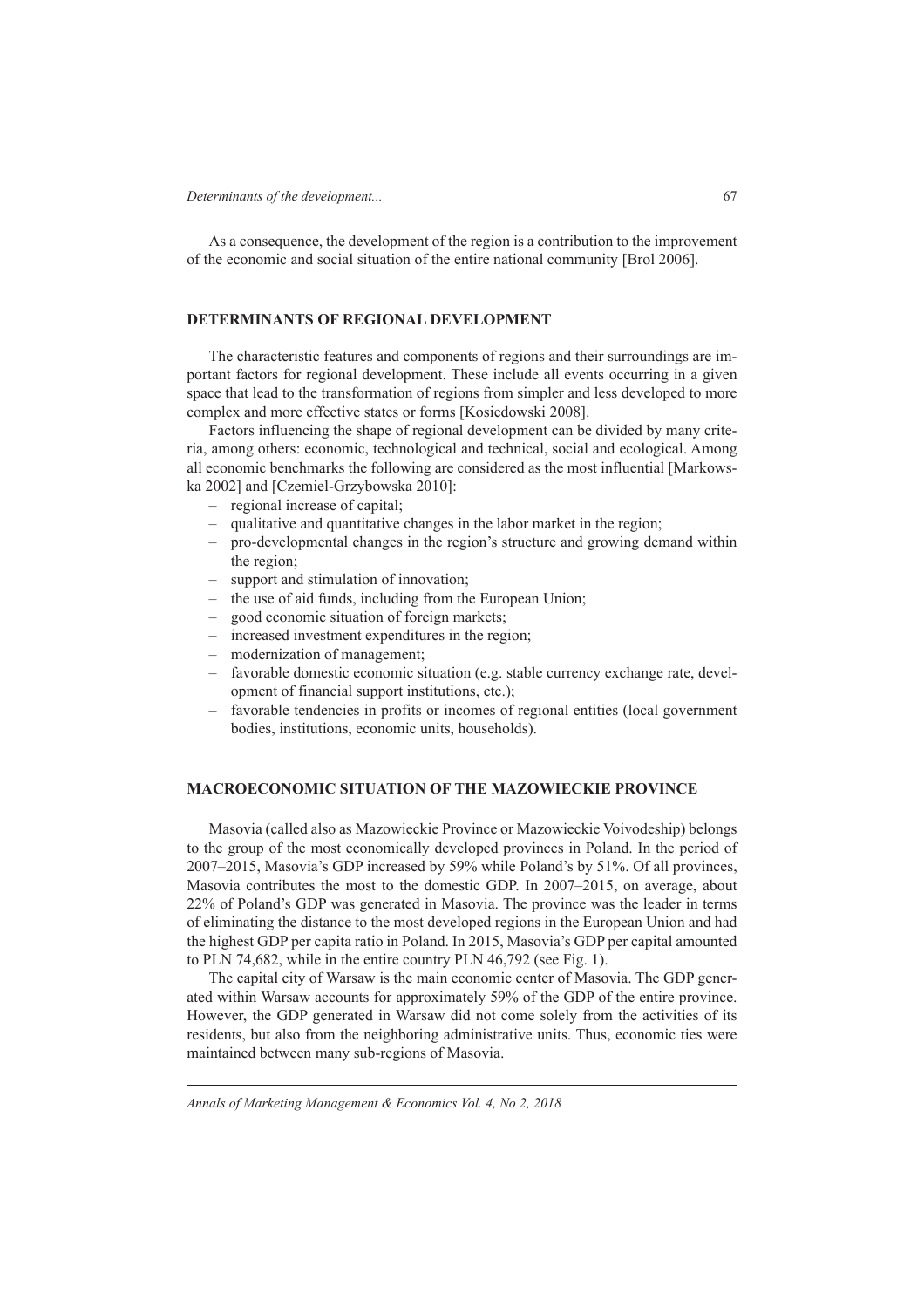As a consequence, the development of the region is a contribution to the improvement of the economic and social situation of the entire national community [Brol 2006].

## DETERMINANTS OF REGIONAL DEVELOPMENT

The characteristic features and components of regions and their surroundings are important factors for regional development. These include all events occurring in a given space that lead to the transformation of regions from simpler and less developed to more complex and more effective states or forms [Kosiedowski 2008].

Factors influencing the shape of regional development can be divided by many criteria, among others: economic, technological and technical, social and ecological. Among all economic benchmarks the following are considered as the most influential [Markowska 2002] and [Czemiel-Grzybowska 2010]:

- regional increase of capital;
- qualitative and quantitative changes in the labor market in the region;
- pro-developmental changes in the region's structure and growing demand within the region;
- support and stimulation of innovation;
- the use of aid funds, including from the European Union;
- good economic situation of foreign markets;
- increased investment expenditures in the region;
- modernization of management;
- favorable domestic economic situation (e.g. stable currency exchange rate, development of financial support institutions, etc.);
- favorable tendencies in profits or incomes of regional entities (local government bodies, institutions, economic units, households).

## MACROECONOMIC SITUATION OF THE MAZOWIECKIE PROVINCE

Masovia (called also as Mazowieckie Province or Mazowieckie Voivodeship) belongs to the group of the most economically developed provinces in Poland. In the period of 2007–2015, Masovia's GDP increased by 59% while Poland's by 51%. Of all provinces, Masovia contributes the most to the domestic GDP. In 2007–2015, on average, about 22% of Poland's GDP was generated in Masovia. The province was the leader in terms of eliminating the distance to the most developed regions in the European Union and had the highest GDP per capita ratio in Poland. In 2015, Masovia's GDP per capital amounted to PLN 74,682, while in the entire country PLN 46,792 (see Fig. 1).

The capital city of Warsaw is the main economic center of Masovia. The GDP generated within Warsaw accounts for approximately 59% of the GDP of the entire province. However, the GDP generated in Warsaw did not come solely from the activities of its residents, but also from the neighboring administrative units. Thus, economic ties were maintained between many sub-regions of Masovia.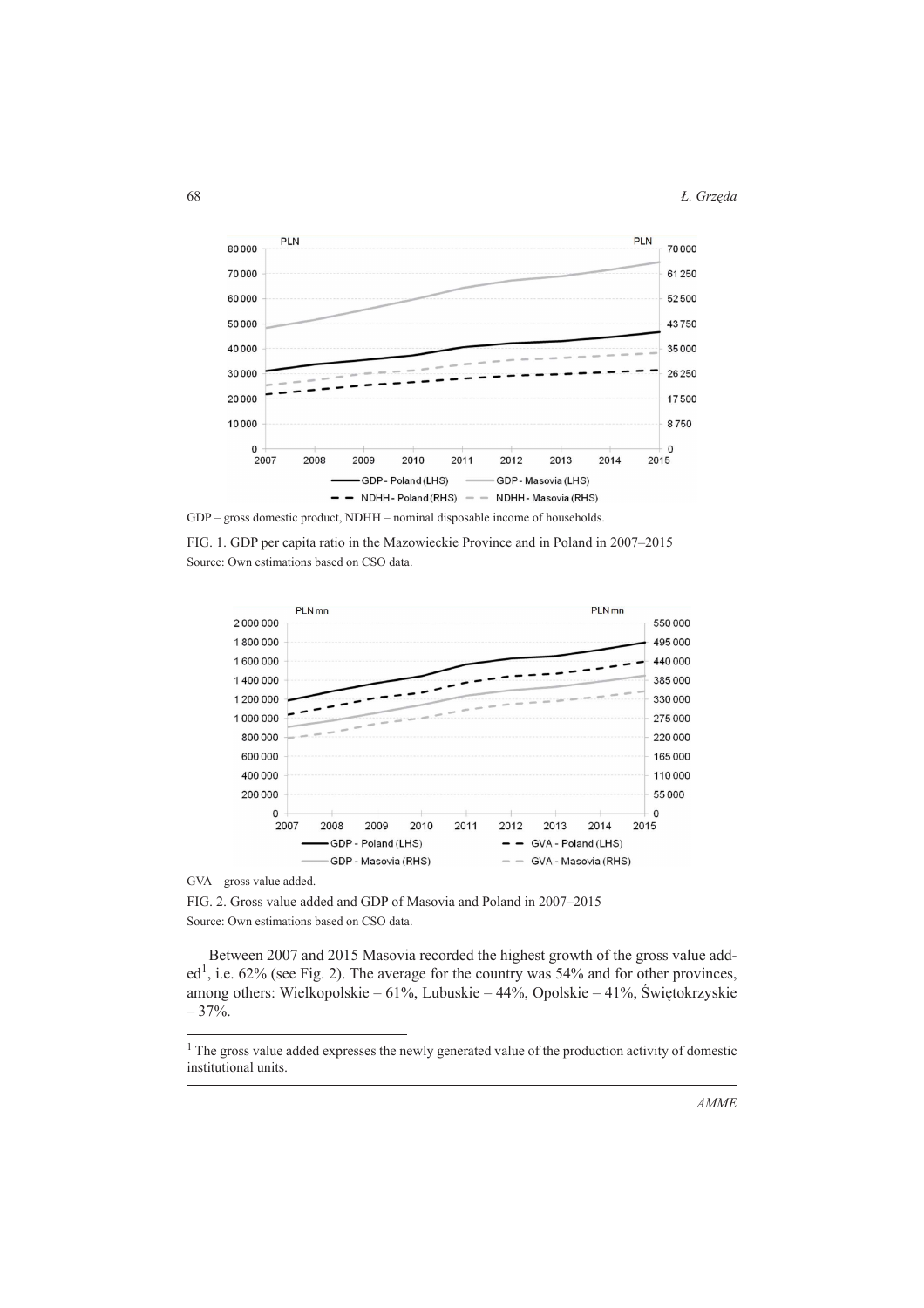GDP – gross domestic product, NDHH – nominal disposable income of households.

FIG. 1. GDP per capita ratio in the Mazowieckie Province and in Poland in 2007–2015
Source: Own estimations based on CSO data.

GVA – gross value added.

FIG. 2. Gross value added and GDP of Masovia and Poland in 2007–2015
Source: Own estimations based on CSO data.

Between 2007 and 2015 Masovia recorded the highest growth of the gross value added[1], i.e. 62% (see Fig. 2). The average for the country was 54% and for other provinces, among others: Wielkopolskie – 61%, Lubuskie – 44%, Opolskie – 41%, Świętokrzyskie – 37%.

---

[1] The gross value added expresses the newly generated value of the production activity of domestic institutional units.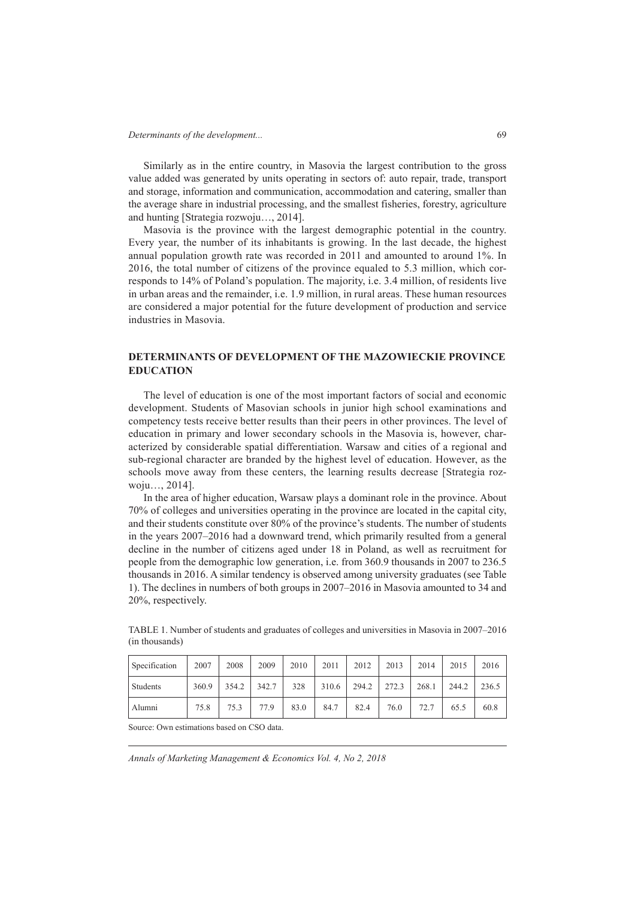Similarly as in the entire country, in Masovia the largest contribution to the gross value added was generated by units operating in sectors of: auto repair, trade, transport and storage, information and communication, accommodation and catering, smaller than the average share in industrial processing, and the smallest fisheries, forestry, agriculture and hunting [Strategia rozwoju…, 2014].

Masovia is the province with the largest demographic potential in the country. Every year, the number of its inhabitants is growing. In the last decade, the highest annual population growth rate was recorded in 2011 and amounted to around 1%. In 2016, the total number of citizens of the province equaled to 5.3 million, which corresponds to 14% of Poland's population. The majority, i.e. 3.4 million, of residents live in urban areas and the remainder, i.e. 1.9 million, in rural areas. These human resources are considered a major potential for the future development of production and service industries in Masovia.

## DETERMINANTS OF DEVELOPMENT OF THE MAZOWIECKIE PROVINCE EDUCATION

The level of education is one of the most important factors of social and economic development. Students of Masovian schools in junior high school examinations and competency tests receive better results than their peers in other provinces. The level of education in primary and lower secondary schools in the Masovia is, however, characterized by considerable spatial differentiation. Warsaw and cities of a regional and sub-regional character are branded by the highest level of education. However, as the schools move away from these centers, the learning results decrease [Strategia rozwoju…, 2014].

In the area of higher education, Warsaw plays a dominant role in the province. About 70% of colleges and universities operating in the province are located in the capital city, and their students constitute over 80% of the province's students. The number of students in the years 2007–2016 had a downward trend, which primarily resulted from a general decline in the number of citizens aged under 18 in Poland, as well as recruitment for people from the demographic low generation, i.e. from 360.9 thousands in 2007 to 236.5 thousands in 2016. A similar tendency is observed among university graduates (see Table 1). The declines in numbers of both groups in 2007–2016 in Masovia amounted to 34 and 20%, respectively.

TABLE 1. Number of students and graduates of colleges and universities in Masovia in 2007–2016 (in thousands)

| Specification | 2007 | 2008 | 2009 | 2010 | 2011 | 2012 | 2013 | 2014 | 2015 | 2016 |
|---|---|---|---|---|---|---|---|---|---|---|
| Students | 360.9 | 354.2 | 342.7 | 328 | 310.6 | 294.2 | 272.3 | 268.1 | 244.2 | 236.5 |
| Alumni | 75.8 | 75.3 | 77.9 | 83.0 | 84.7 | 82.4 | 76.0 | 72.7 | 65.5 | 60.8 |

Source: Own estimations based on CSO data.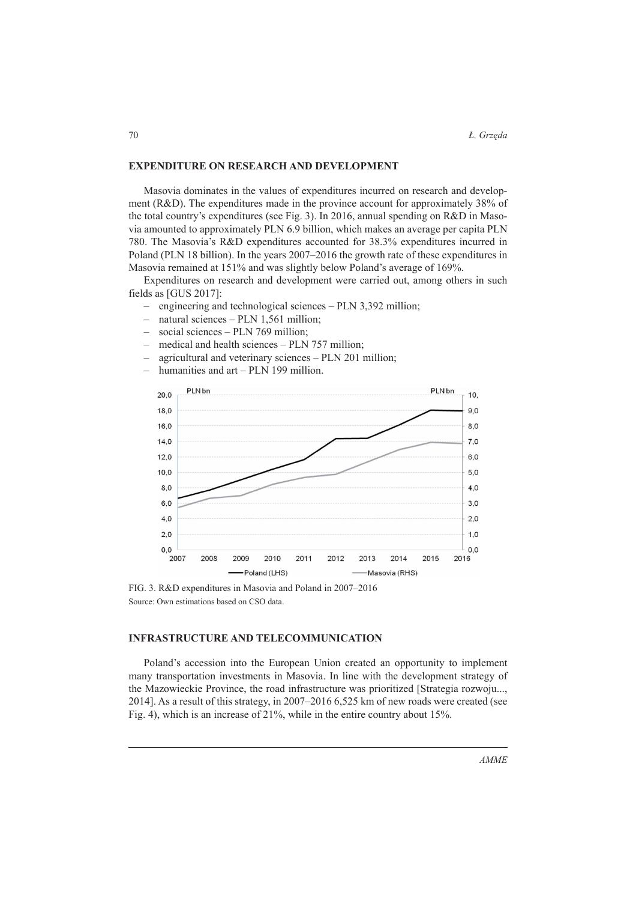## EXPENDITURE ON RESEARCH AND DEVELOPMENT

Masovia dominates in the values of expenditures incurred on research and development (R&D). The expenditures made in the province account for approximately 38% of the total country's expenditures (see Fig. 3). In 2016, annual spending on R&D in Masovia amounted to approximately PLN 6.9 billion, which makes an average per capita PLN 780. The Masovia's R&D expenditures accounted for 38.3% expenditures incurred in Poland (PLN 18 billion). In the years 2007–2016 the growth rate of these expenditures in Masovia remained at 151% and was slightly below Poland's average of 169%.

Expenditures on research and development were carried out, among others in such fields as [GUS 2017]:

- engineering and technological sciences – PLN 3,392 million;
- natural sciences – PLN 1,561 million;
- social sciences – PLN 769 million;
- medical and health sciences – PLN 757 million;
- agricultural and veterinary sciences – PLN 201 million;
- humanities and art – PLN 199 million.

FIG. 3. R&D expenditures in Masovia and Poland in 2007–2016
Source: Own estimations based on CSO data.

## INFRASTRUCTURE AND TELECOMMUNICATION

Poland's accession into the European Union created an opportunity to implement many transportation investments in Masovia. In line with the development strategy of the Mazowieckie Province, the road infrastructure was prioritized [Strategia rozwoju..., 2014]. As a result of this strategy, in 2007–2016 6,525 km of new roads were created (see Fig. 4), which is an increase of 21%, while in the entire country about 15%.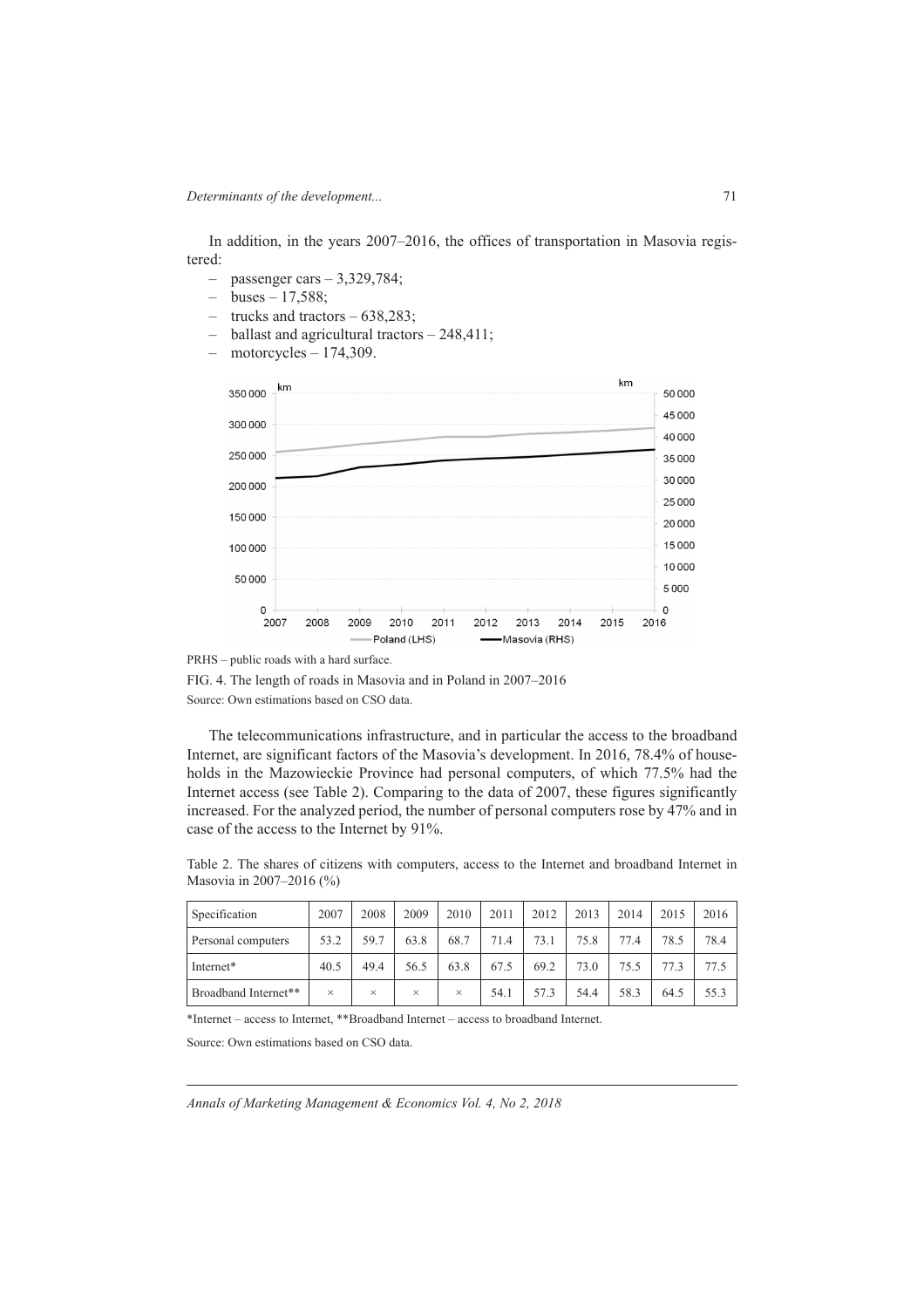In addition, in the years 2007–2016, the offices of transportation in Masovia registered:

- passenger cars – 3,329,784;
- buses – 17,588;
- trucks and tractors – 638,283;
- ballast and agricultural tractors – 248,411;
- motorcycles – 174,309.

PRHS – public roads with a hard surface.

FIG. 4. The length of roads in Masovia and in Poland in 2007–2016

Source: Own estimations based on CSO data.

The telecommunications infrastructure, and in particular the access to the broadband Internet, are significant factors of the Masovia's development. In 2016, 78.4% of households in the Mazowieckie Province had personal computers, of which 77.5% had the Internet access (see Table 2). Comparing to the data of 2007, these figures significantly increased. For the analyzed period, the number of personal computers rose by 47% and in case of the access to the Internet by 91%.

Table 2. The shares of citizens with computers, access to the Internet and broadband Internet in Masovia in 2007–2016 (%)

| Specification | 2007 | 2008 | 2009 | 2010 | 2011 | 2012 | 2013 | 2014 | 2015 | 2016 |
|---|---|---|---|---|---|---|---|---|---|---|
| Personal computers | 53.2 | 59.7 | 63.8 | 68.7 | 71.4 | 73.1 | 75.8 | 77.4 | 78.5 | 78.4 |
| Internet* | 40.5 | 49.4 | 56.5 | 63.8 | 67.5 | 69.2 | 73.0 | 75.5 | 77.3 | 77.5 |
| Broadband Internet** | × | × | × | × | 54.1 | 57.3 | 54.4 | 58.3 | 64.5 | 55.3 |

*Internet – access to Internet, **Broadband Internet – access to broadband Internet.

Source: Own estimations based on CSO data.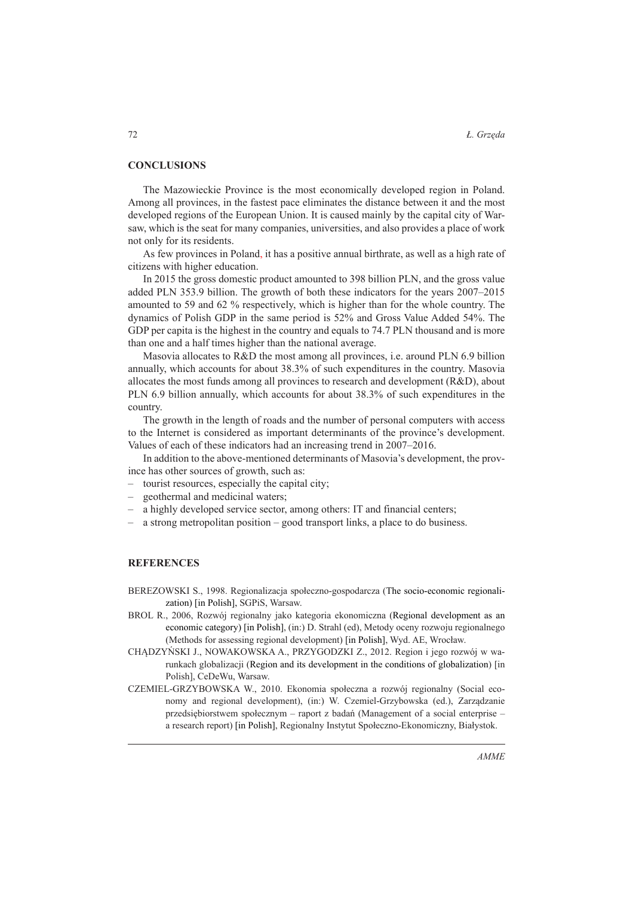## CONCLUSIONS

The Mazowieckie Province is the most economically developed region in Poland. Among all provinces, in the fastest pace eliminates the distance between it and the most developed regions of the European Union. It is caused mainly by the capital city of Warsaw, which is the seat for many companies, universities, and also provides a place of work not only for its residents.

As few provinces in Poland, it has a positive annual birthrate, as well as a high rate of citizens with higher education.

In 2015 the gross domestic product amounted to 398 billion PLN, and the gross value added PLN 353.9 billion. The growth of both these indicators for the years 2007–2015 amounted to 59 and 62 % respectively, which is higher than for the whole country. The dynamics of Polish GDP in the same period is 52% and Gross Value Added 54%. The GDP per capita is the highest in the country and equals to 74.7 PLN thousand and is more than one and a half times higher than the national average.

Masovia allocates to R&D the most among all provinces, i.e. around PLN 6.9 billion annually, which accounts for about 38.3% of such expenditures in the country. Masovia allocates the most funds among all provinces to research and development (R&D), about PLN 6.9 billion annually, which accounts for about 38.3% of such expenditures in the country.

The growth in the length of roads and the number of personal computers with access to the Internet is considered as important determinants of the province's development. Values of each of these indicators had an increasing trend in 2007–2016.

In addition to the above-mentioned determinants of Masovia's development, the province has other sources of growth, such as:

- tourist resources, especially the capital city;
- geothermal and medicinal waters;
- a highly developed service sector, among others: IT and financial centers;
- a strong metropolitan position – good transport links, a place to do business.

## REFERENCES

BEREZOWSKI S., 1998. Regionalizacja społeczno-gospodarcza (The socio-economic regionalization) [in Polish], SGPiS, Warsaw.

BROL R., 2006, Rozwój regionalny jako kategoria ekonomiczna (Regional development as an economic category) [in Polish], (in:) D. Strahl (ed), Metody oceny rozwoju regionalnego (Methods for assessing regional development) [in Polish], Wyd. AE, Wrocław.

CHĄDZYŃSKI J., NOWAKOWSKA A., PRZYGODZKI Z., 2012. Region i jego rozwój w warunkach globalizacji (Region and its development in the conditions of globalization) [in Polish], CeDeWu, Warsaw.

CZEMIEL-GRZYBOWSKA W., 2010. Ekonomia społeczna a rozwój regionalny (Social economy and regional development), (in:) W. Czemiel-Grzybowska (ed.), Zarządzanie przedsiębiorstwem społecznym – raport z badań (Management of a social enterprise – a research report) [in Polish], Regionalny Instytut Społeczno-Ekonomiczny, Białystok.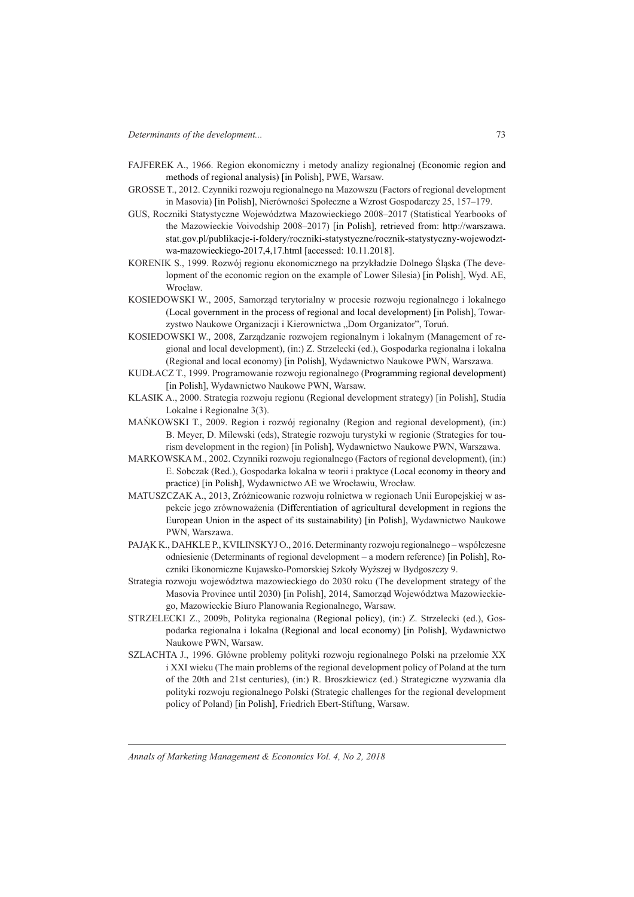FAJFEREK A., 1966. Region ekonomiczny i metody analizy regionalnej (Economic region and methods of regional analysis) [in Polish], PWE, Warsaw.

GROSSE T., 2012. Czynniki rozwoju regionalnego na Mazowszu (Factors of regional development in Masovia) [in Polish], Nierówności Społeczne a Wzrost Gospodarczy 25, 157–179.

GUS, Roczniki Statystyczne Województwa Mazowieckiego 2008–2017 (Statistical Yearbooks of the Mazowieckie Voivodship 2008–2017) [in Polish], retrieved from: http://warszawa.stat.gov.pl/publikacje-i-foldery/roczniki-statystyczne/rocznik-statystyczny-wojewodztwa-mazowieckiego-2017,4,17.html [accessed: 10.11.2018].

KORENIK S., 1999. Rozwój regionu ekonomicznego na przykładzie Dolnego Śląska (The development of the economic region on the example of Lower Silesia) [in Polish], Wyd. AE, Wrocław.

KOSIEDOWSKI W., 2005, Samorząd terytorialny w procesie rozwoju regionalnego i lokalnego (Local government in the process of regional and local development) [in Polish], Towarzystwo Naukowe Organizacji i Kierownictwa „Dom Organizator", Toruń.

KOSIEDOWSKI W., 2008, Zarządzanie rozwojem regionalnym i lokalnym (Management of regional and local development), (in:) Z. Strzelecki (ed.), Gospodarka regionalna i lokalna (Regional and local economy) [in Polish], Wydawnictwo Naukowe PWN, Warszawa.

KUDŁACZ T., 1999. Programowanie rozwoju regionalnego (Programming regional development) [in Polish], Wydawnictwo Naukowe PWN, Warsaw.

KLASIK A., 2000. Strategia rozwoju regionu (Regional development strategy) [in Polish], Studia Lokalne i Regionalne 3(3).

MAŃKOWSKI T., 2009. Region i rozwój regionalny (Region and regional development), (in:) B. Meyer, D. Milewski (eds), Strategie rozwoju turystyki w regionie (Strategies for tourism development in the region) [in Polish], Wydawnictwo Naukowe PWN, Warszawa.

MARKOWSKA M., 2002. Czynniki rozwoju regionalnego (Factors of regional development), (in:) E. Sobczak (Red.), Gospodarka lokalna w teorii i praktyce (Local economy in theory and practice) [in Polish], Wydawnictwo AE we Wrocławiu, Wrocław.

MATUSZCZAK A., 2013, Zróżnicowanie rozwoju rolnictwa w regionach Unii Europejskiej w aspekcie jego zrównoważenia (Differentiation of agricultural development in regions the European Union in the aspect of its sustainability) [in Polish], Wydawnictwo Naukowe PWN, Warszawa.

PAJĄK K., DAHKLE P., KVILINSKYJ O., 2016. Determinanty rozwoju regionalnego – współczesne odniesienie (Determinants of regional development – a modern reference) [in Polish], Roczniki Ekonomiczne Kujawsko-Pomorskiej Szkoły Wyższej w Bydgoszczy 9.

Strategia rozwoju województwa mazowieckiego do 2030 roku (The development strategy of the Masovia Province until 2030) [in Polish], 2014, Samorząd Województwa Mazowieckiego, Mazowieckie Biuro Planowania Regionalnego, Warsaw.

STRZELECKI Z., 2009b, Polityka regionalna (Regional policy), (in:) Z. Strzelecki (ed.), Gospodarka regionalna i lokalna (Regional and local economy) [in Polish], Wydawnictwo Naukowe PWN, Warsaw.

SZLACHTA J., 1996. Główne problemy polityki rozwoju regionalnego Polski na przełomie XX i XXI wieku (The main problems of the regional development policy of Poland at the turn of the 20th and 21st centuries), (in:) R. Broszkiewicz (ed.) Strategiczne wyzwania dla polityki rozwoju regionalnego Polski (Strategic challenges for the regional development policy of Poland) [in Polish], Friedrich Ebert-Stiftung, Warsaw.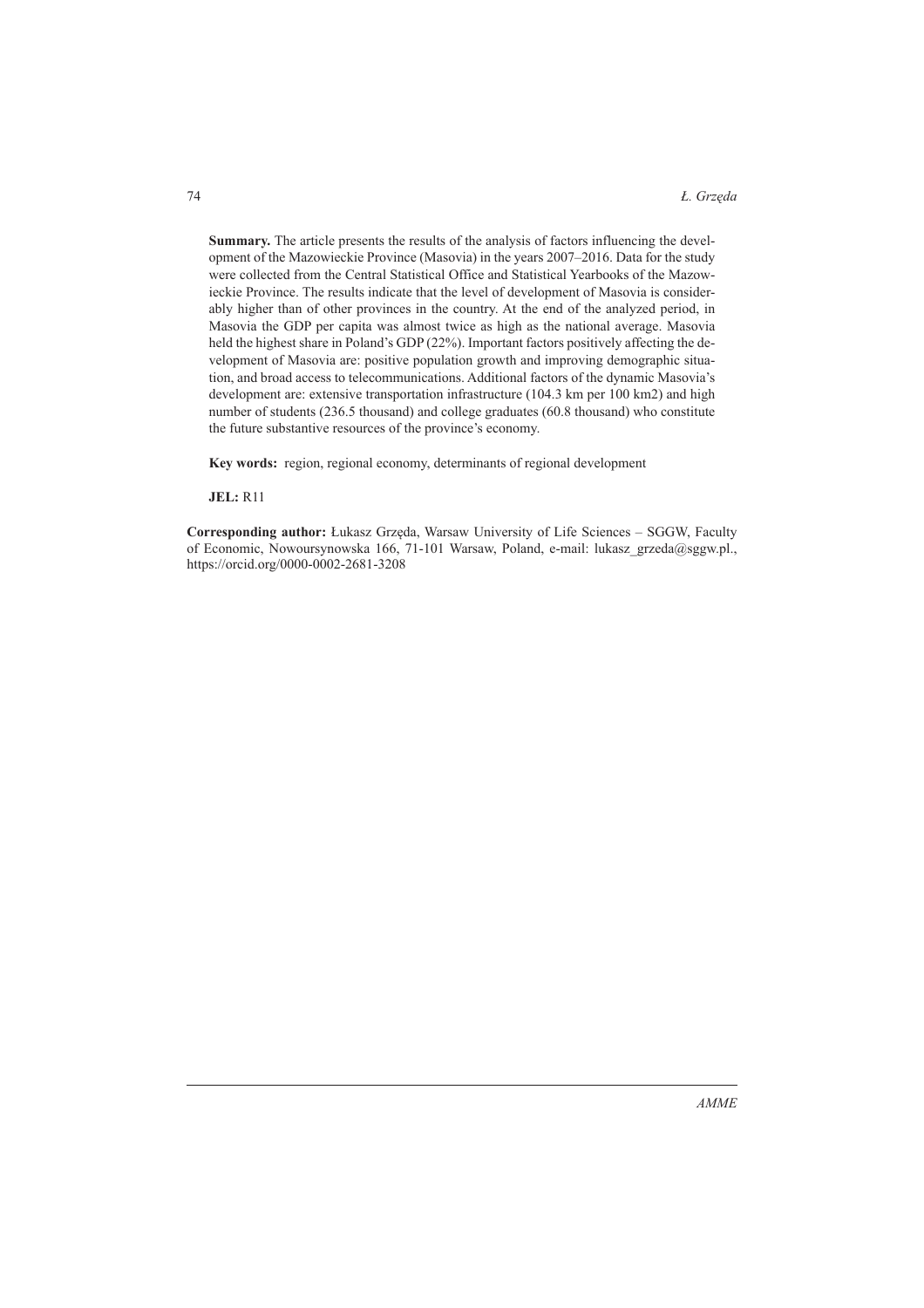**Summary.** The article presents the results of the analysis of factors influencing the development of the Mazowieckie Province (Masovia) in the years 2007–2016. Data for the study were collected from the Central Statistical Office and Statistical Yearbooks of the Mazowieckie Province. The results indicate that the level of development of Masovia is considerably higher than of other provinces in the country. At the end of the analyzed period, in Masovia the GDP per capita was almost twice as high as the national average. Masovia held the highest share in Poland's GDP (22%). Important factors positively affecting the development of Masovia are: positive population growth and improving demographic situation, and broad access to telecommunications. Additional factors of the dynamic Masovia's development are: extensive transportation infrastructure (104.3 km per 100 km2) and high number of students (236.5 thousand) and college graduates (60.8 thousand) who constitute the future substantive resources of the province's economy.

**Key words:** region, regional economy, determinants of regional development

**JEL:** R11

**Corresponding author:** Łukasz Grzęda, Warsaw University of Life Sciences – SGGW, Faculty of Economic, Nowoursynowska 166, 71-101 Warsaw, Poland, e-mail: lukasz_grzeda@sggw.pl., https://orcid.org/0000-0002-2681-3208